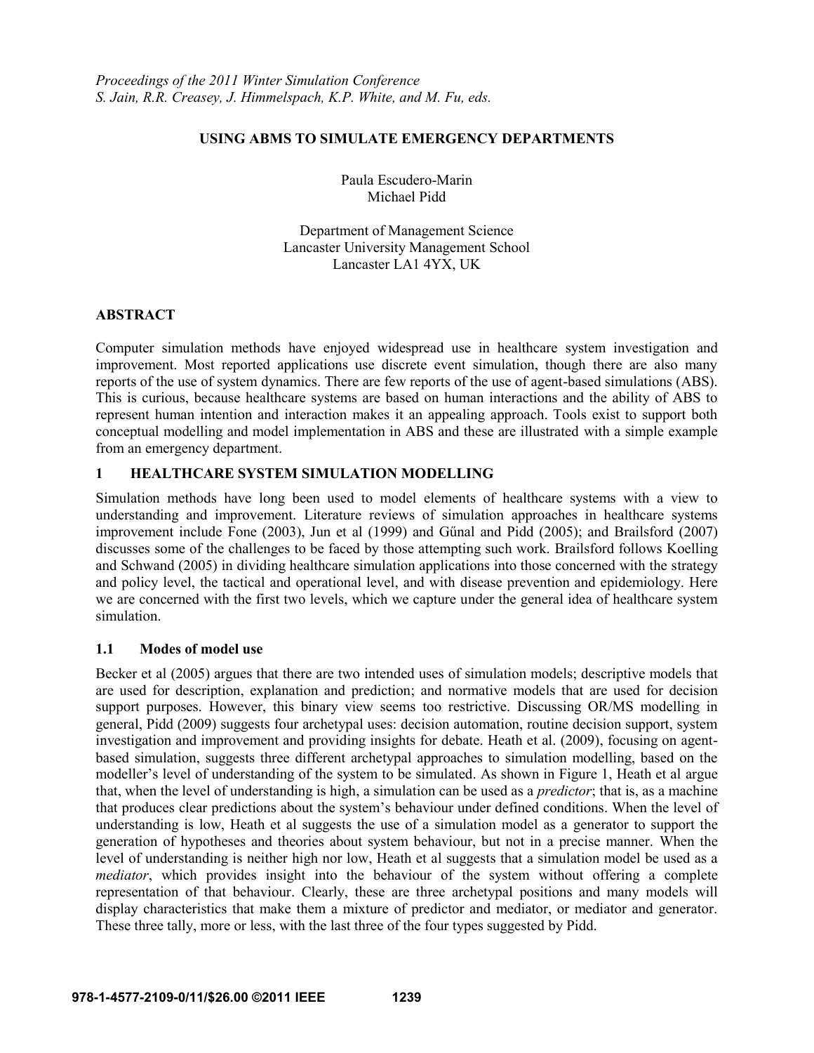*Proceedings of the 2011 Winter Simulation Conference*
*S. Jain, R.R. Creasey, J. Himmelspach, K.P. White, and M. Fu, eds.*

# USING ABMS TO SIMULATE EMERGENCY DEPARTMENTS

Paula Escudero-Marin
Michael Pidd

Department of Management Science
Lancaster University Management School
Lancaster LA1 4YX, UK

## ABSTRACT

Computer simulation methods have enjoyed widespread use in healthcare system investigation and improvement. Most reported applications use discrete event simulation, though there are also many reports of the use of system dynamics. There are few reports of the use of agent-based simulations (ABS). This is curious, because healthcare systems are based on human interactions and the ability of ABS to represent human intention and interaction makes it an appealing approach. Tools exist to support both conceptual modelling and model implementation in ABS and these are illustrated with a simple example from an emergency department.

## 1 HEALTHCARE SYSTEM SIMULATION MODELLING

Simulation methods have long been used to model elements of healthcare systems with a view to understanding and improvement. Literature reviews of simulation approaches in healthcare systems improvement include Fone (2003), Jun et al (1999) and Gűnal and Pidd (2005); and Brailsford (2007) discusses some of the challenges to be faced by those attempting such work. Brailsford follows Koelling and Schwand (2005) in dividing healthcare simulation applications into those concerned with the strategy and policy level, the tactical and operational level, and with disease prevention and epidemiology. Here we are concerned with the first two levels, which we capture under the general idea of healthcare system simulation.

### 1.1 Modes of model use

Becker et al (2005) argues that there are two intended uses of simulation models; descriptive models that are used for description, explanation and prediction; and normative models that are used for decision support purposes. However, this binary view seems too restrictive. Discussing OR/MS modelling in general, Pidd (2009) suggests four archetypal uses: decision automation, routine decision support, system investigation and improvement and providing insights for debate. Heath et al. (2009), focusing on agent-based simulation, suggests three different archetypal approaches to simulation modelling, based on the modeller's level of understanding of the system to be simulated. As shown in Figure 1, Heath et al argue that, when the level of understanding is high, a simulation can be used as a *predictor*; that is, as a machine that produces clear predictions about the system's behaviour under defined conditions. When the level of understanding is low, Heath et al suggests the use of a simulation model as a generator to support the generation of hypotheses and theories about system behaviour, but not in a precise manner. When the level of understanding is neither high nor low, Heath et al suggests that a simulation model be used as a *mediator*, which provides insight into the behaviour of the system without offering a complete representation of that behaviour. Clearly, these are three archetypal positions and many models will display characteristics that make them a mixture of predictor and mediator, or mediator and generator. These three tally, more or less, with the last three of the four types suggested by Pidd.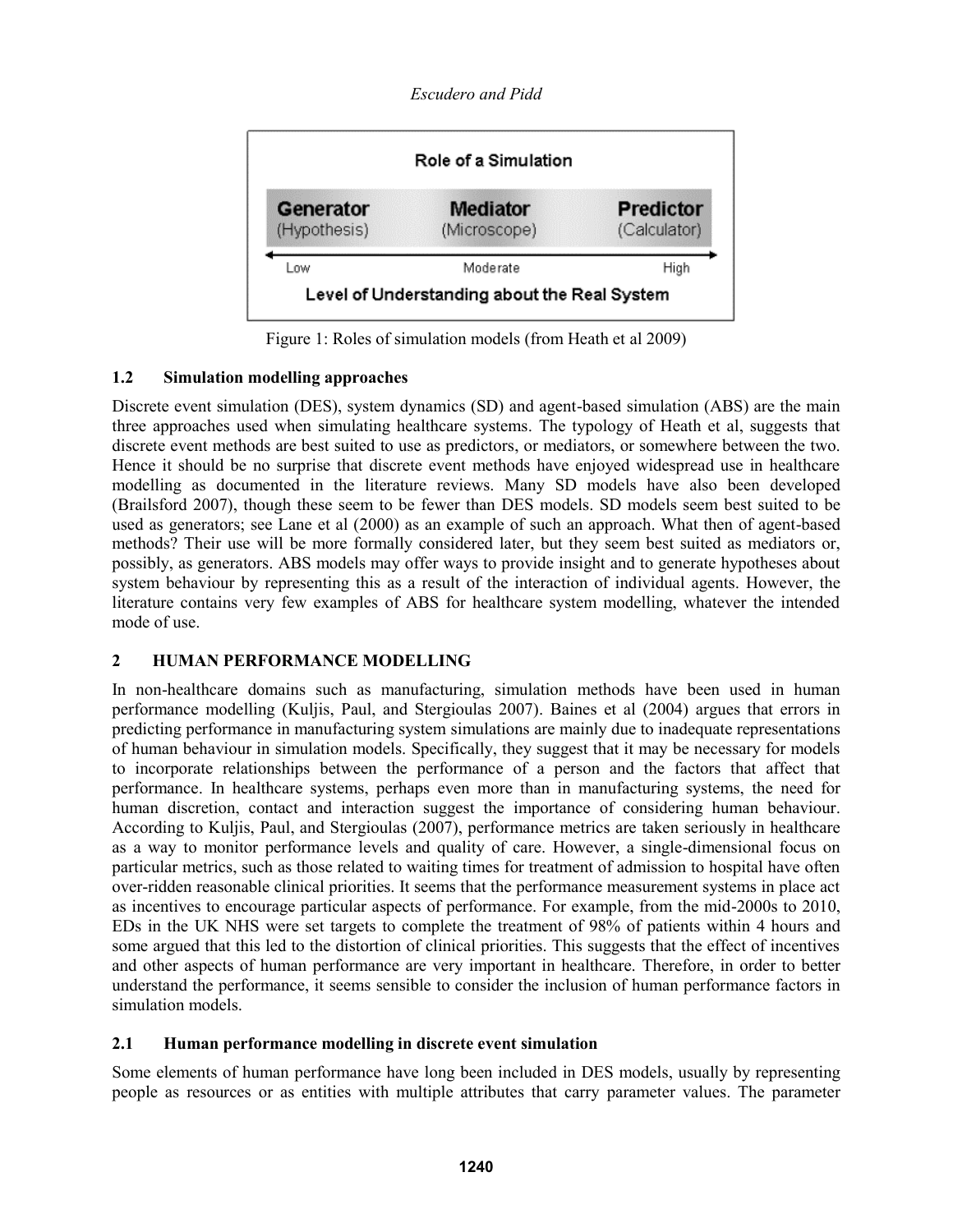Figure 1: Roles of simulation models (from Heath et al 2009)

### 1.2 Simulation modelling approaches

Discrete event simulation (DES), system dynamics (SD) and agent-based simulation (ABS) are the main three approaches used when simulating healthcare systems. The typology of Heath et al, suggests that discrete event methods are best suited to use as predictors, or mediators, or somewhere between the two. Hence it should be no surprise that discrete event methods have enjoyed widespread use in healthcare modelling as documented in the literature reviews. Many SD models have also been developed (Brailsford 2007), though these seem to be fewer than DES models. SD models seem best suited to be used as generators; see Lane et al (2000) as an example of such an approach. What then of agent-based methods? Their use will be more formally considered later, but they seem best suited as mediators or, possibly, as generators. ABS models may offer ways to provide insight and to generate hypotheses about system behaviour by representing this as a result of the interaction of individual agents. However, the literature contains very few examples of ABS for healthcare system modelling, whatever the intended mode of use.

## 2 HUMAN PERFORMANCE MODELLING

In non-healthcare domains such as manufacturing, simulation methods have been used in human performance modelling (Kuljis, Paul, and Stergioulas 2007). Baines et al (2004) argues that errors in predicting performance in manufacturing system simulations are mainly due to inadequate representations of human behaviour in simulation models. Specifically, they suggest that it may be necessary for models to incorporate relationships between the performance of a person and the factors that affect that performance. In healthcare systems, perhaps even more than in manufacturing systems, the need for human discretion, contact and interaction suggest the importance of considering human behaviour. According to Kuljis, Paul, and Stergioulas (2007), performance metrics are taken seriously in healthcare as a way to monitor performance levels and quality of care. However, a single-dimensional focus on particular metrics, such as those related to waiting times for treatment of admission to hospital have often over-ridden reasonable clinical priorities. It seems that the performance measurement systems in place act as incentives to encourage particular aspects of performance. For example, from the mid-2000s to 2010, EDs in the UK NHS were set targets to complete the treatment of 98% of patients within 4 hours and some argued that this led to the distortion of clinical priorities. This suggests that the effect of incentives and other aspects of human performance are very important in healthcare. Therefore, in order to better understand the performance, it seems sensible to consider the inclusion of human performance factors in simulation models.

### 2.1 Human performance modelling in discrete event simulation

Some elements of human performance have long been included in DES models, usually by representing people as resources or as entities with multiple attributes that carry parameter values. The parameter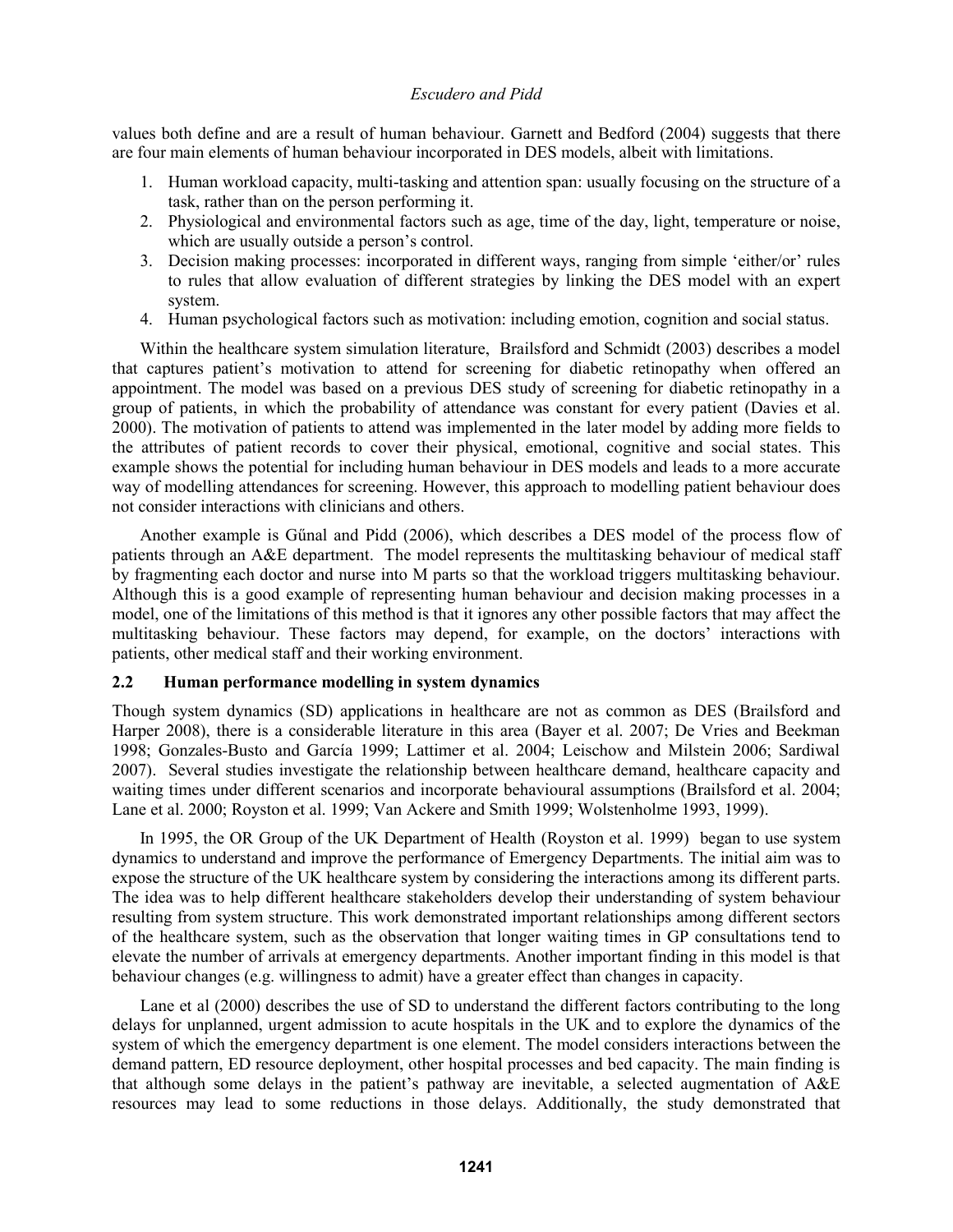values both define and are a result of human behaviour. Garnett and Bedford (2004) suggests that there are four main elements of human behaviour incorporated in DES models, albeit with limitations.

1. Human workload capacity, multi-tasking and attention span: usually focusing on the structure of a task, rather than on the person performing it.
2. Physiological and environmental factors such as age, time of the day, light, temperature or noise, which are usually outside a person's control.
3. Decision making processes: incorporated in different ways, ranging from simple 'either/or' rules to rules that allow evaluation of different strategies by linking the DES model with an expert system.
4. Human psychological factors such as motivation: including emotion, cognition and social status.

Within the healthcare system simulation literature, Brailsford and Schmidt (2003) describes a model that captures patient's motivation to attend for screening for diabetic retinopathy when offered an appointment. The model was based on a previous DES study of screening for diabetic retinopathy in a group of patients, in which the probability of attendance was constant for every patient (Davies et al. 2000). The motivation of patients to attend was implemented in the later model by adding more fields to the attributes of patient records to cover their physical, emotional, cognitive and social states. This example shows the potential for including human behaviour in DES models and leads to a more accurate way of modelling attendances for screening. However, this approach to modelling patient behaviour does not consider interactions with clinicians and others.

Another example is Gűnal and Pidd (2006), which describes a DES model of the process flow of patients through an A&E department. The model represents the multitasking behaviour of medical staff by fragmenting each doctor and nurse into M parts so that the workload triggers multitasking behaviour. Although this is a good example of representing human behaviour and decision making processes in a model, one of the limitations of this method is that it ignores any other possible factors that may affect the multitasking behaviour. These factors may depend, for example, on the doctors' interactions with patients, other medical staff and their working environment.

## 2.2 Human performance modelling in system dynamics

Though system dynamics (SD) applications in healthcare are not as common as DES (Brailsford and Harper 2008), there is a considerable literature in this area (Bayer et al. 2007; De Vries and Beekman 1998; Gonzales-Busto and García 1999; Lattimer et al. 2004; Leischow and Milstein 2006; Sardiwal 2007). Several studies investigate the relationship between healthcare demand, healthcare capacity and waiting times under different scenarios and incorporate behavioural assumptions (Brailsford et al. 2004; Lane et al. 2000; Royston et al. 1999; Van Ackere and Smith 1999; Wolstenholme 1993, 1999).

In 1995, the OR Group of the UK Department of Health (Royston et al. 1999) began to use system dynamics to understand and improve the performance of Emergency Departments. The initial aim was to expose the structure of the UK healthcare system by considering the interactions among its different parts. The idea was to help different healthcare stakeholders develop their understanding of system behaviour resulting from system structure. This work demonstrated important relationships among different sectors of the healthcare system, such as the observation that longer waiting times in GP consultations tend to elevate the number of arrivals at emergency departments. Another important finding in this model is that behaviour changes (e.g. willingness to admit) have a greater effect than changes in capacity.

Lane et al (2000) describes the use of SD to understand the different factors contributing to the long delays for unplanned, urgent admission to acute hospitals in the UK and to explore the dynamics of the system of which the emergency department is one element. The model considers interactions between the demand pattern, ED resource deployment, other hospital processes and bed capacity. The main finding is that although some delays in the patient's pathway are inevitable, a selected augmentation of A&E resources may lead to some reductions in those delays. Additionally, the study demonstrated that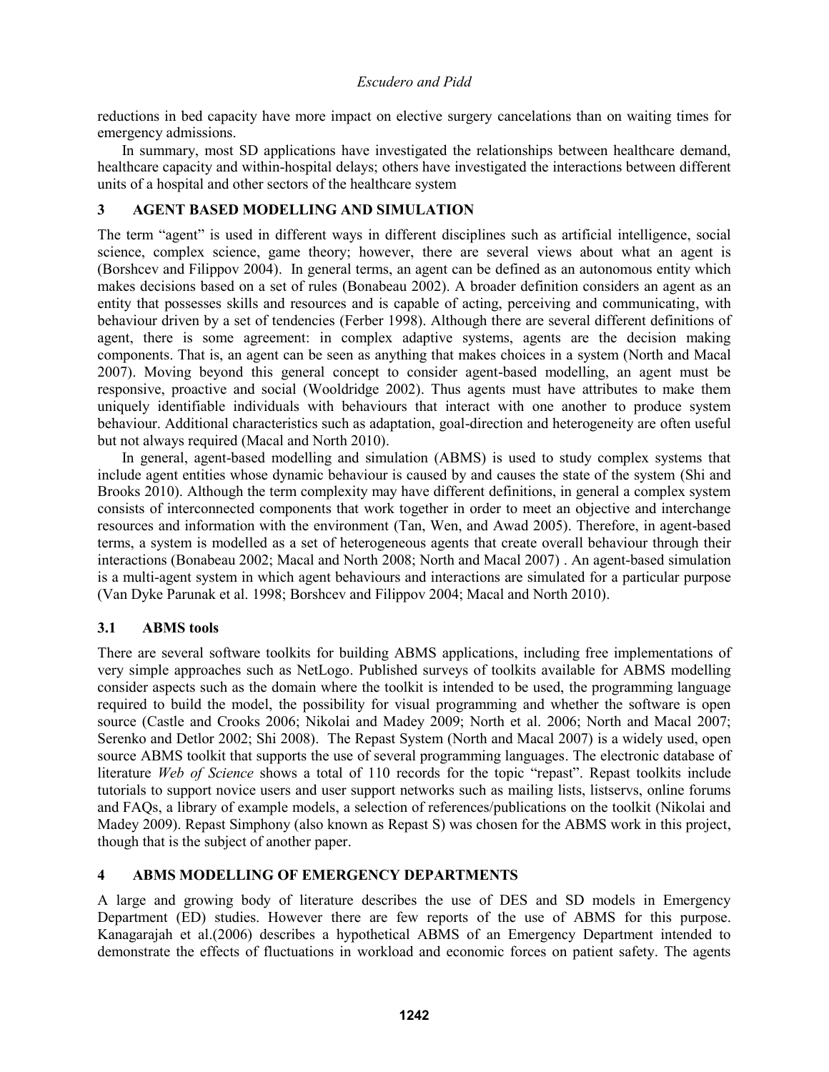reductions in bed capacity have more impact on elective surgery cancelations than on waiting times for emergency admissions.

In summary, most SD applications have investigated the relationships between healthcare demand, healthcare capacity and within-hospital delays; others have investigated the interactions between different units of a hospital and other sectors of the healthcare system

## 3 AGENT BASED MODELLING AND SIMULATION

The term "agent" is used in different ways in different disciplines such as artificial intelligence, social science, complex science, game theory; however, there are several views about what an agent is (Borshcev and Filippov 2004). In general terms, an agent can be defined as an autonomous entity which makes decisions based on a set of rules (Bonabeau 2002). A broader definition considers an agent as an entity that possesses skills and resources and is capable of acting, perceiving and communicating, with behaviour driven by a set of tendencies (Ferber 1998). Although there are several different definitions of agent, there is some agreement: in complex adaptive systems, agents are the decision making components. That is, an agent can be seen as anything that makes choices in a system (North and Macal 2007). Moving beyond this general concept to consider agent-based modelling, an agent must be responsive, proactive and social (Wooldridge 2002). Thus agents must have attributes to make them uniquely identifiable individuals with behaviours that interact with one another to produce system behaviour. Additional characteristics such as adaptation, goal-direction and heterogeneity are often useful but not always required (Macal and North 2010).

In general, agent-based modelling and simulation (ABMS) is used to study complex systems that include agent entities whose dynamic behaviour is caused by and causes the state of the system (Shi and Brooks 2010). Although the term complexity may have different definitions, in general a complex system consists of interconnected components that work together in order to meet an objective and interchange resources and information with the environment (Tan, Wen, and Awad 2005). Therefore, in agent-based terms, a system is modelled as a set of heterogeneous agents that create overall behaviour through their interactions (Bonabeau 2002; Macal and North 2008; North and Macal 2007) . An agent-based simulation is a multi-agent system in which agent behaviours and interactions are simulated for a particular purpose (Van Dyke Parunak et al. 1998; Borshcev and Filippov 2004; Macal and North 2010).

### 3.1 ABMS tools

There are several software toolkits for building ABMS applications, including free implementations of very simple approaches such as NetLogo. Published surveys of toolkits available for ABMS modelling consider aspects such as the domain where the toolkit is intended to be used, the programming language required to build the model, the possibility for visual programming and whether the software is open source (Castle and Crooks 2006; Nikolai and Madey 2009; North et al. 2006; North and Macal 2007; Serenko and Detlor 2002; Shi 2008). The Repast System (North and Macal 2007) is a widely used, open source ABMS toolkit that supports the use of several programming languages. The electronic database of literature *Web of Science* shows a total of 110 records for the topic "repast". Repast toolkits include tutorials to support novice users and user support networks such as mailing lists, listservs, online forums and FAQs, a library of example models, a selection of references/publications on the toolkit (Nikolai and Madey 2009). Repast Simphony (also known as Repast S) was chosen for the ABMS work in this project, though that is the subject of another paper.

## 4 ABMS MODELLING OF EMERGENCY DEPARTMENTS

A large and growing body of literature describes the use of DES and SD models in Emergency Department (ED) studies. However there are few reports of the use of ABMS for this purpose. Kanagarajah et al.(2006) describes a hypothetical ABMS of an Emergency Department intended to demonstrate the effects of fluctuations in workload and economic forces on patient safety. The agents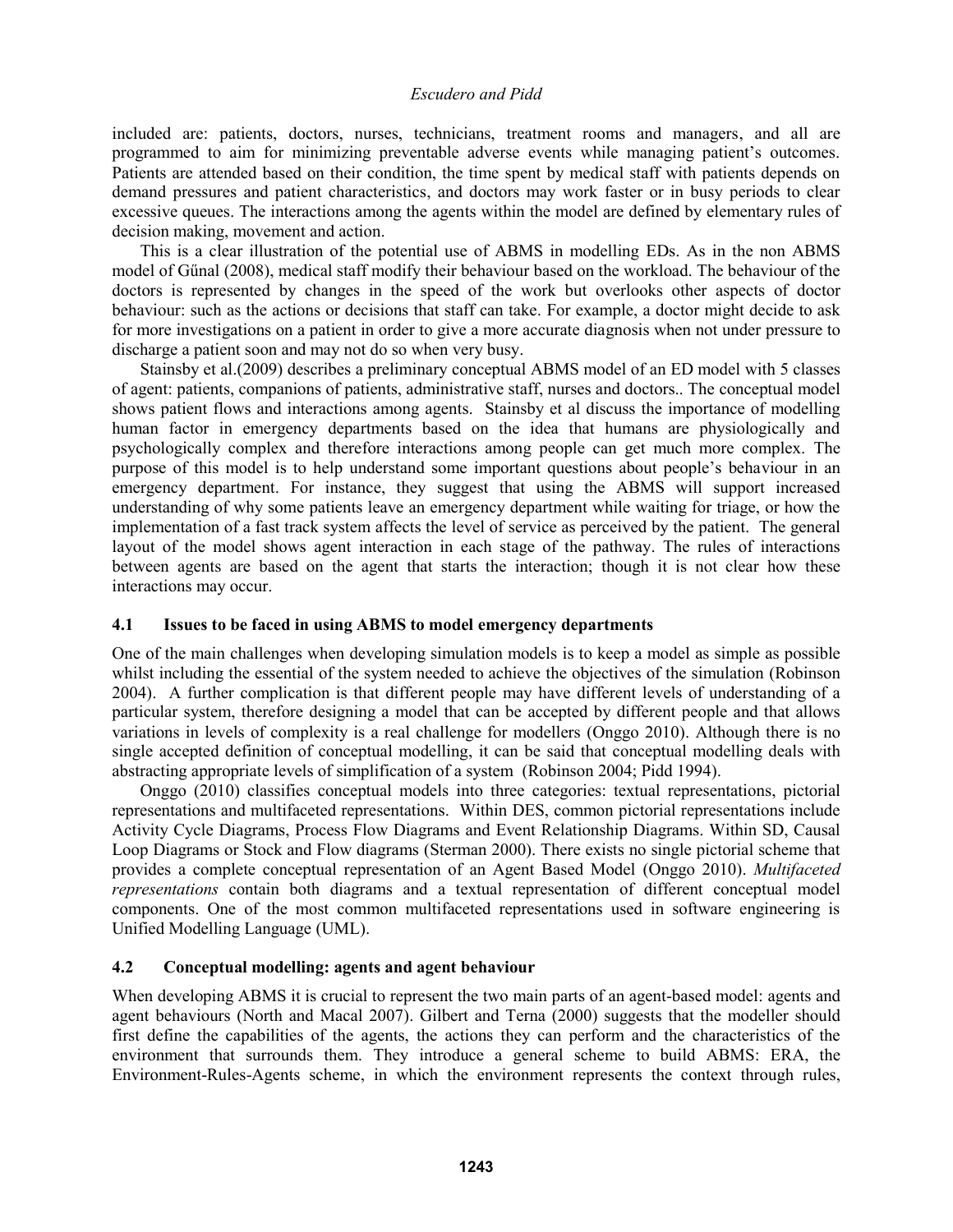included are: patients, doctors, nurses, technicians, treatment rooms and managers, and all are programmed to aim for minimizing preventable adverse events while managing patient's outcomes. Patients are attended based on their condition, the time spent by medical staff with patients depends on demand pressures and patient characteristics, and doctors may work faster or in busy periods to clear excessive queues. The interactions among the agents within the model are defined by elementary rules of decision making, movement and action.

This is a clear illustration of the potential use of ABMS in modelling EDs. As in the non ABMS model of Gűnal (2008), medical staff modify their behaviour based on the workload. The behaviour of the doctors is represented by changes in the speed of the work but overlooks other aspects of doctor behaviour: such as the actions or decisions that staff can take. For example, a doctor might decide to ask for more investigations on a patient in order to give a more accurate diagnosis when not under pressure to discharge a patient soon and may not do so when very busy.

Stainsby et al.(2009) describes a preliminary conceptual ABMS model of an ED model with 5 classes of agent: patients, companions of patients, administrative staff, nurses and doctors.. The conceptual model shows patient flows and interactions among agents. Stainsby et al discuss the importance of modelling human factor in emergency departments based on the idea that humans are physiologically and psychologically complex and therefore interactions among people can get much more complex. The purpose of this model is to help understand some important questions about people's behaviour in an emergency department. For instance, they suggest that using the ABMS will support increased understanding of why some patients leave an emergency department while waiting for triage, or how the implementation of a fast track system affects the level of service as perceived by the patient. The general layout of the model shows agent interaction in each stage of the pathway. The rules of interactions between agents are based on the agent that starts the interaction; though it is not clear how these interactions may occur.

### 4.1 Issues to be faced in using ABMS to model emergency departments

One of the main challenges when developing simulation models is to keep a model as simple as possible whilst including the essential of the system needed to achieve the objectives of the simulation (Robinson 2004). A further complication is that different people may have different levels of understanding of a particular system, therefore designing a model that can be accepted by different people and that allows variations in levels of complexity is a real challenge for modellers (Onggo 2010). Although there is no single accepted definition of conceptual modelling, it can be said that conceptual modelling deals with abstracting appropriate levels of simplification of a system (Robinson 2004; Pidd 1994).

Onggo (2010) classifies conceptual models into three categories: textual representations, pictorial representations and multifaceted representations. Within DES, common pictorial representations include Activity Cycle Diagrams, Process Flow Diagrams and Event Relationship Diagrams. Within SD, Causal Loop Diagrams or Stock and Flow diagrams (Sterman 2000). There exists no single pictorial scheme that provides a complete conceptual representation of an Agent Based Model (Onggo 2010). *Multifaceted representations* contain both diagrams and a textual representation of different conceptual model components. One of the most common multifaceted representations used in software engineering is Unified Modelling Language (UML).

### 4.2 Conceptual modelling: agents and agent behaviour

When developing ABMS it is crucial to represent the two main parts of an agent-based model: agents and agent behaviours (North and Macal 2007). Gilbert and Terna (2000) suggests that the modeller should first define the capabilities of the agents, the actions they can perform and the characteristics of the environment that surrounds them. They introduce a general scheme to build ABMS: ERA, the Environment-Rules-Agents scheme, in which the environment represents the context through rules,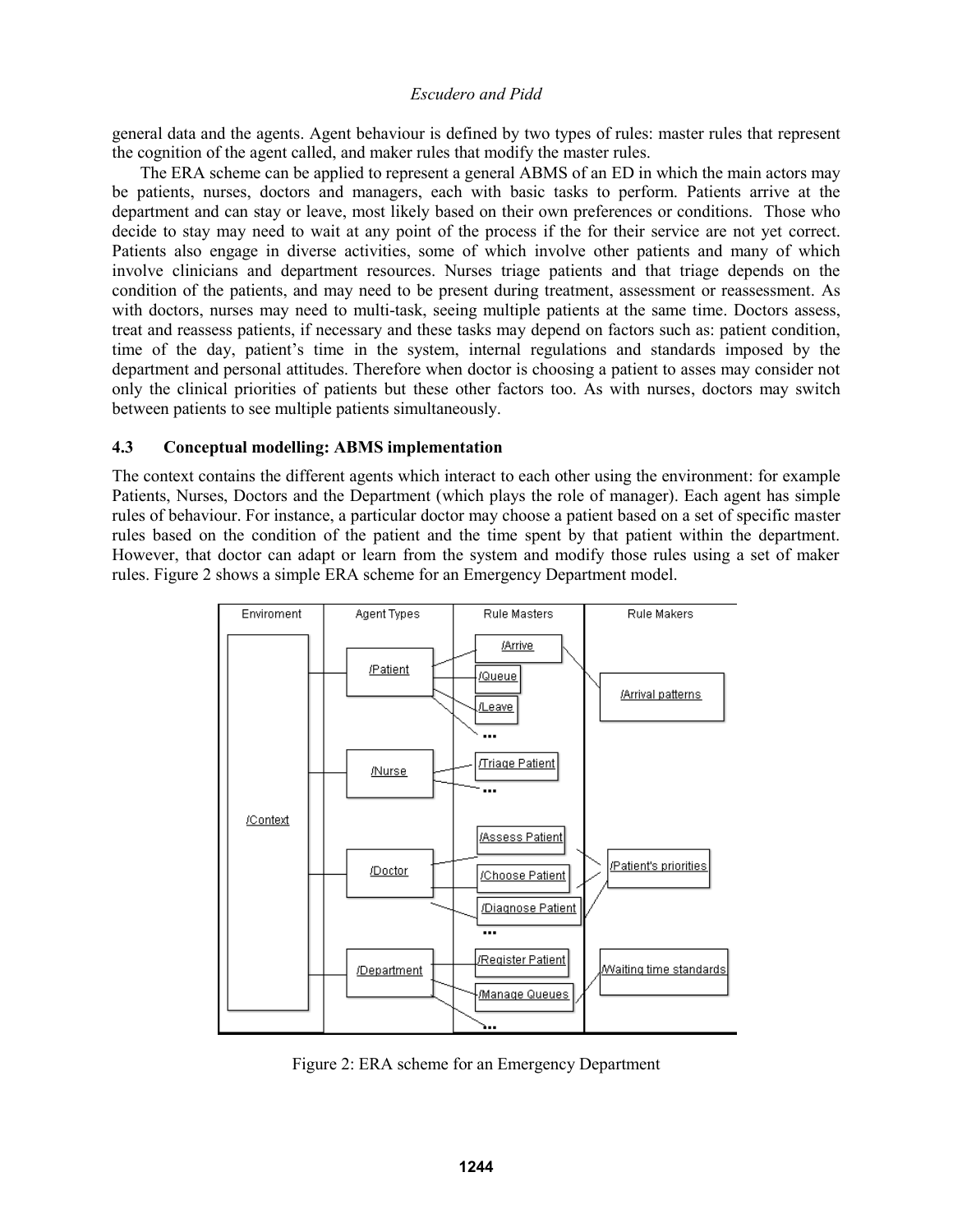general data and the agents. Agent behaviour is defined by two types of rules: master rules that represent the cognition of the agent called, and maker rules that modify the master rules.

The ERA scheme can be applied to represent a general ABMS of an ED in which the main actors may be patients, nurses, doctors and managers, each with basic tasks to perform. Patients arrive at the department and can stay or leave, most likely based on their own preferences or conditions. Those who decide to stay may need to wait at any point of the process if the for their service are not yet correct. Patients also engage in diverse activities, some of which involve other patients and many of which involve clinicians and department resources. Nurses triage patients and that triage depends on the condition of the patients, and may need to be present during treatment, assessment or reassessment. As with doctors, nurses may need to multi-task, seeing multiple patients at the same time. Doctors assess, treat and reassess patients, if necessary and these tasks may depend on factors such as: patient condition, time of the day, patient's time in the system, internal regulations and standards imposed by the department and personal attitudes. Therefore when doctor is choosing a patient to asses may consider not only the clinical priorities of patients but these other factors too. As with nurses, doctors may switch between patients to see multiple patients simultaneously.

### 4.3 Conceptual modelling: ABMS implementation

The context contains the different agents which interact to each other using the environment: for example Patients, Nurses, Doctors and the Department (which plays the role of manager). Each agent has simple rules of behaviour. For instance, a particular doctor may choose a patient based on a set of specific master rules based on the condition of the patient and the time spent by that patient within the department. However, that doctor can adapt or learn from the system and modify those rules using a set of maker rules. Figure 2 shows a simple ERA scheme for an Emergency Department model.

| Enviroment | Agent Types | Rule Masters | Rule Makers |
|---|---|---|---|
| /Context | /Patient | /Arrive | /Arrival patterns |
| | | /Queue | |
| | | /Leave | |
| | | ... | |
| | /Nurse | /Triage Patient | |
| | | ... | |
| | /Doctor | /Assess Patient | /Patient's priorities |
| | | /Choose Patient | |
| | | /Diagnose Patient | |
| | | ... | |
| | /Department | /Register Patient | /Waiting time standards |
| | | /Manage Queues | |
| | | ... | |

Figure 2: ERA scheme for an Emergency Department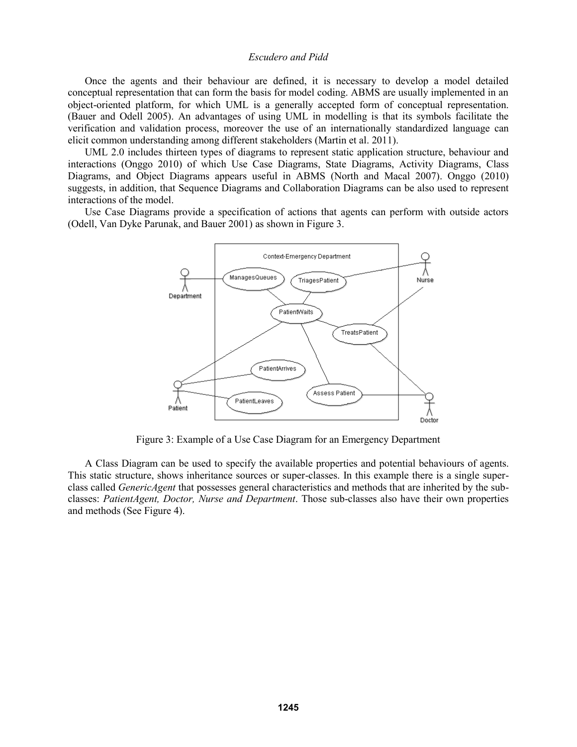Once the agents and their behaviour are defined, it is necessary to develop a model detailed conceptual representation that can form the basis for model coding. ABMS are usually implemented in an object-oriented platform, for which UML is a generally accepted form of conceptual representation. (Bauer and Odell 2005). An advantages of using UML in modelling is that its symbols facilitate the verification and validation process, moreover the use of an internationally standardized language can elicit common understanding among different stakeholders (Martin et al. 2011).

UML 2.0 includes thirteen types of diagrams to represent static application structure, behaviour and interactions (Onggo 2010) of which Use Case Diagrams, State Diagrams, Activity Diagrams, Class Diagrams, and Object Diagrams appears useful in ABMS (North and Macal 2007). Onggo (2010) suggests, in addition, that Sequence Diagrams and Collaboration Diagrams can be also used to represent interactions of the model.

Use Case Diagrams provide a specification of actions that agents can perform with outside actors (Odell, Van Dyke Parunak, and Bauer 2001) as shown in Figure 3.

Figure 3: Example of a Use Case Diagram for an Emergency Department

A Class Diagram can be used to specify the available properties and potential behaviours of agents. This static structure, shows inheritance sources or super-classes. In this example there is a single super-class called *GenericAgent* that possesses general characteristics and methods that are inherited by the sub-classes: *PatientAgent, Doctor, Nurse and Department*. Those sub-classes also have their own properties and methods (See Figure 4).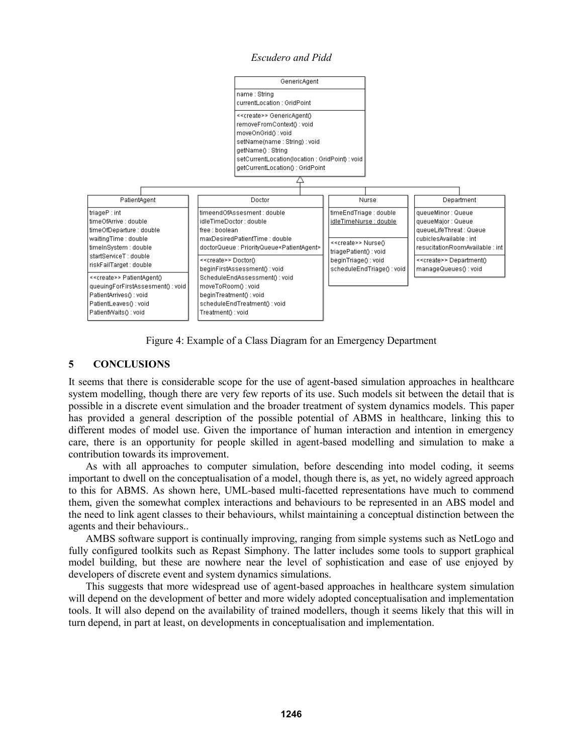GenericAgent

name : String
currentLocation : GridPoint

<<create>> GenericAgent()
removeFromContext() : void
moveOnGrid() : void
setName(name : String) : void
getName() : String
setCurrentLocation(location : GridPoint) : void
getCurrentLocation() : GridPoint

PatientAgent

triageP : int
timeOfArrive : double
timeOfDeparture : double
waitingTime : double
timeInSystem : double
startServiceT : double
riskFailTarget : double

<<create>> PatientAgent()
queuingForFirstAssesment() : void
PatientArrives() : void
PatientLeaves() : void
PatientWaits() : void

Doctor

timeendOfAssesment : double
idleTimeDoctor : double
free : boolean
maxDesiredPatientTime : double
doctorQueue : PriorityQueue<PatientAgent>

<<create>> Doctor()
beginFirstAssessment() : void
ScheduleEndAssessment() : void
moveToRoom() : void
beginTreatment() : void
scheduleEndTreatment() : void
Treatment() : void

Nurse

timeEndTriage : double
idleTimeNurse : double

<<create>> Nurse()
triagePatient() : void
beginTriage() : void
scheduleEndTriage() : void

Department

queueMinor : Queue
queueMajor : Queue
queueLifeThreat : Queue
cubiclesAvailable : int
resucitationRoomAvailable : int

<<create>> Department()
manageQueues() : void

Figure 4: Example of a Class Diagram for an Emergency Department

## 5 CONCLUSIONS

It seems that there is considerable scope for the use of agent-based simulation approaches in healthcare system modelling, though there are very few reports of its use. Such models sit between the detail that is possible in a discrete event simulation and the broader treatment of system dynamics models. This paper has provided a general description of the possible potential of ABMS in healthcare, linking this to different modes of model use. Given the importance of human interaction and intention in emergency care, there is an opportunity for people skilled in agent-based modelling and simulation to make a contribution towards its improvement.

As with all approaches to computer simulation, before descending into model coding, it seems important to dwell on the conceptualisation of a model, though there is, as yet, no widely agreed approach to this for ABMS. As shown here, UML-based multi-facetted representations have much to commend them, given the somewhat complex interactions and behaviours to be represented in an ABS model and the need to link agent classes to their behaviours, whilst maintaining a conceptual distinction between the agents and their behaviours..

AMBS software support is continually improving, ranging from simple systems such as NetLogo and fully configured toolkits such as Repast Simphony. The latter includes some tools to support graphical model building, but these are nowhere near the level of sophistication and ease of use enjoyed by developers of discrete event and system dynamics simulations.

This suggests that more widespread use of agent-based approaches in healthcare system simulation will depend on the development of better and more widely adopted conceptualisation and implementation tools. It will also depend on the availability of trained modellers, though it seems likely that this will in turn depend, in part at least, on developments in conceptualisation and implementation.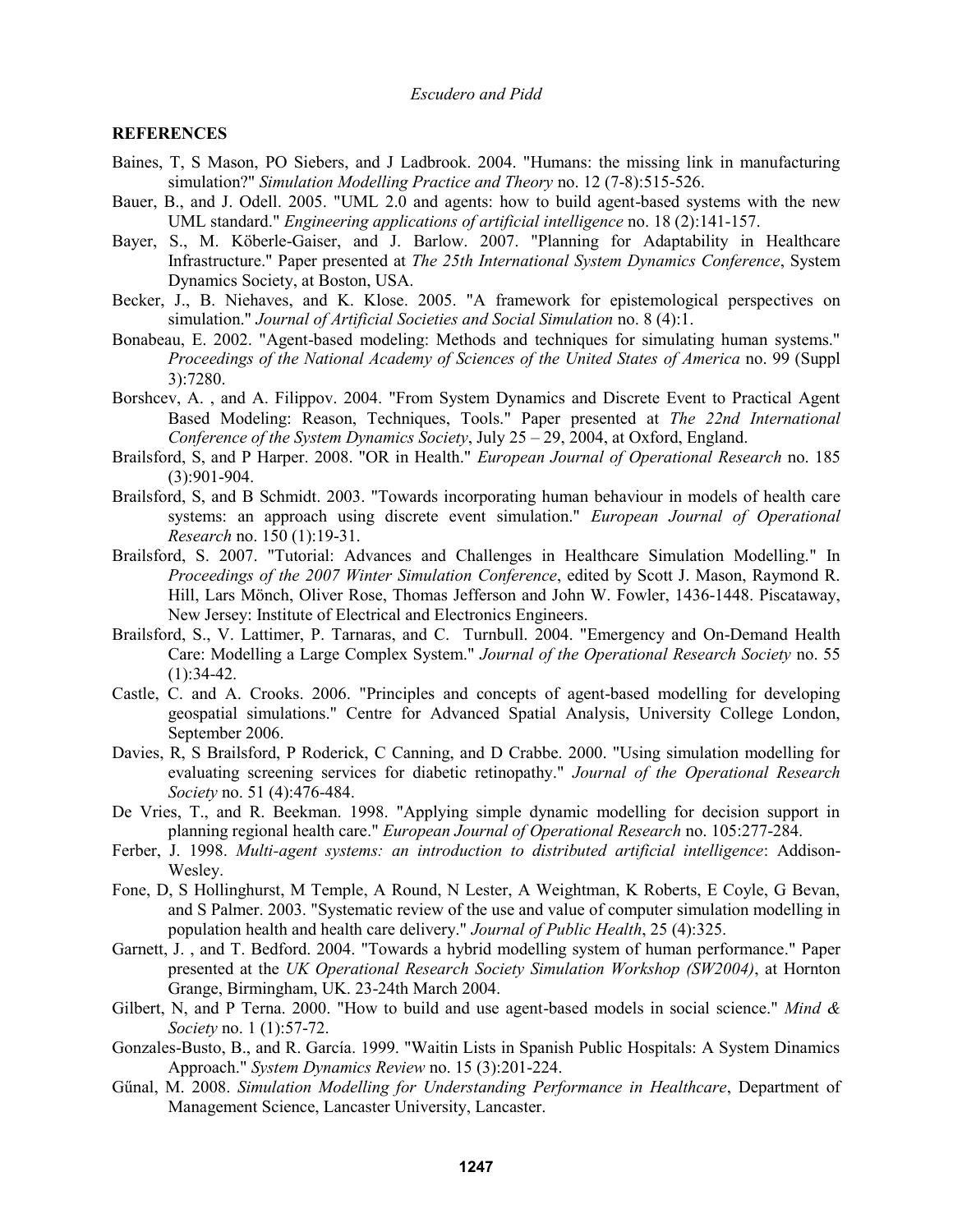## REFERENCES

Baines, T, S Mason, PO Siebers, and J Ladbrook. 2004. "Humans: the missing link in manufacturing simulation?" *Simulation Modelling Practice and Theory* no. 12 (7-8):515-526.

Bauer, B., and J. Odell. 2005. "UML 2.0 and agents: how to build agent-based systems with the new UML standard." *Engineering applications of artificial intelligence* no. 18 (2):141-157.

Bayer, S., M. Köberle-Gaiser, and J. Barlow. 2007. "Planning for Adaptability in Healthcare Infrastructure." Paper presented at *The 25th International System Dynamics Conference*, System Dynamics Society, at Boston, USA.

Becker, J., B. Niehaves, and K. Klose. 2005. "A framework for epistemological perspectives on simulation." *Journal of Artificial Societies and Social Simulation* no. 8 (4):1.

Bonabeau, E. 2002. "Agent-based modeling: Methods and techniques for simulating human systems." *Proceedings of the National Academy of Sciences of the United States of America* no. 99 (Suppl 3):7280.

Borshcev, A. , and A. Filippov. 2004. "From System Dynamics and Discrete Event to Practical Agent Based Modeling: Reason, Techniques, Tools." Paper presented at *The 22nd International Conference of the System Dynamics Society*, July 25 – 29, 2004, at Oxford, England.

Brailsford, S, and P Harper. 2008. "OR in Health." *European Journal of Operational Research* no. 185 (3):901-904.

Brailsford, S, and B Schmidt. 2003. "Towards incorporating human behaviour in models of health care systems: an approach using discrete event simulation." *European Journal of Operational Research* no. 150 (1):19-31.

Brailsford, S. 2007. "Tutorial: Advances and Challenges in Healthcare Simulation Modelling." In *Proceedings of the 2007 Winter Simulation Conference*, edited by Scott J. Mason, Raymond R. Hill, Lars Mönch, Oliver Rose, Thomas Jefferson and John W. Fowler, 1436-1448. Piscataway, New Jersey: Institute of Electrical and Electronics Engineers.

Brailsford, S., V. Lattimer, P. Tarnaras, and C. Turnbull. 2004. "Emergency and On-Demand Health Care: Modelling a Large Complex System." *Journal of the Operational Research Society* no. 55 (1):34-42.

Castle, C. and A. Crooks. 2006. "Principles and concepts of agent-based modelling for developing geospatial simulations." Centre for Advanced Spatial Analysis, University College London, September 2006.

Davies, R, S Brailsford, P Roderick, C Canning, and D Crabbe. 2000. "Using simulation modelling for evaluating screening services for diabetic retinopathy." *Journal of the Operational Research Society* no. 51 (4):476-484.

De Vries, T., and R. Beekman. 1998. "Applying simple dynamic modelling for decision support in planning regional health care." *European Journal of Operational Research* no. 105:277-284.

Ferber, J. 1998. *Multi-agent systems: an introduction to distributed artificial intelligence*: Addison-Wesley.

Fone, D, S Hollinghurst, M Temple, A Round, N Lester, A Weightman, K Roberts, E Coyle, G Bevan, and S Palmer. 2003. "Systematic review of the use and value of computer simulation modelling in population health and health care delivery." *Journal of Public Health*, 25 (4):325.

Garnett, J. , and T. Bedford. 2004. "Towards a hybrid modelling system of human performance." Paper presented at the *UK Operational Research Society Simulation Workshop (SW2004)*, at Hornton Grange, Birmingham, UK. 23-24th March 2004.

Gilbert, N, and P Terna. 2000. "How to build and use agent-based models in social science." *Mind & Society* no. 1 (1):57-72.

Gonzales-Busto, B., and R. García. 1999. "Waitin Lists in Spanish Public Hospitals: A System Dinamics Approach." *System Dynamics Review* no. 15 (3):201-224.

Gűnal, M. 2008. *Simulation Modelling for Understanding Performance in Healthcare*, Department of Management Science, Lancaster University, Lancaster.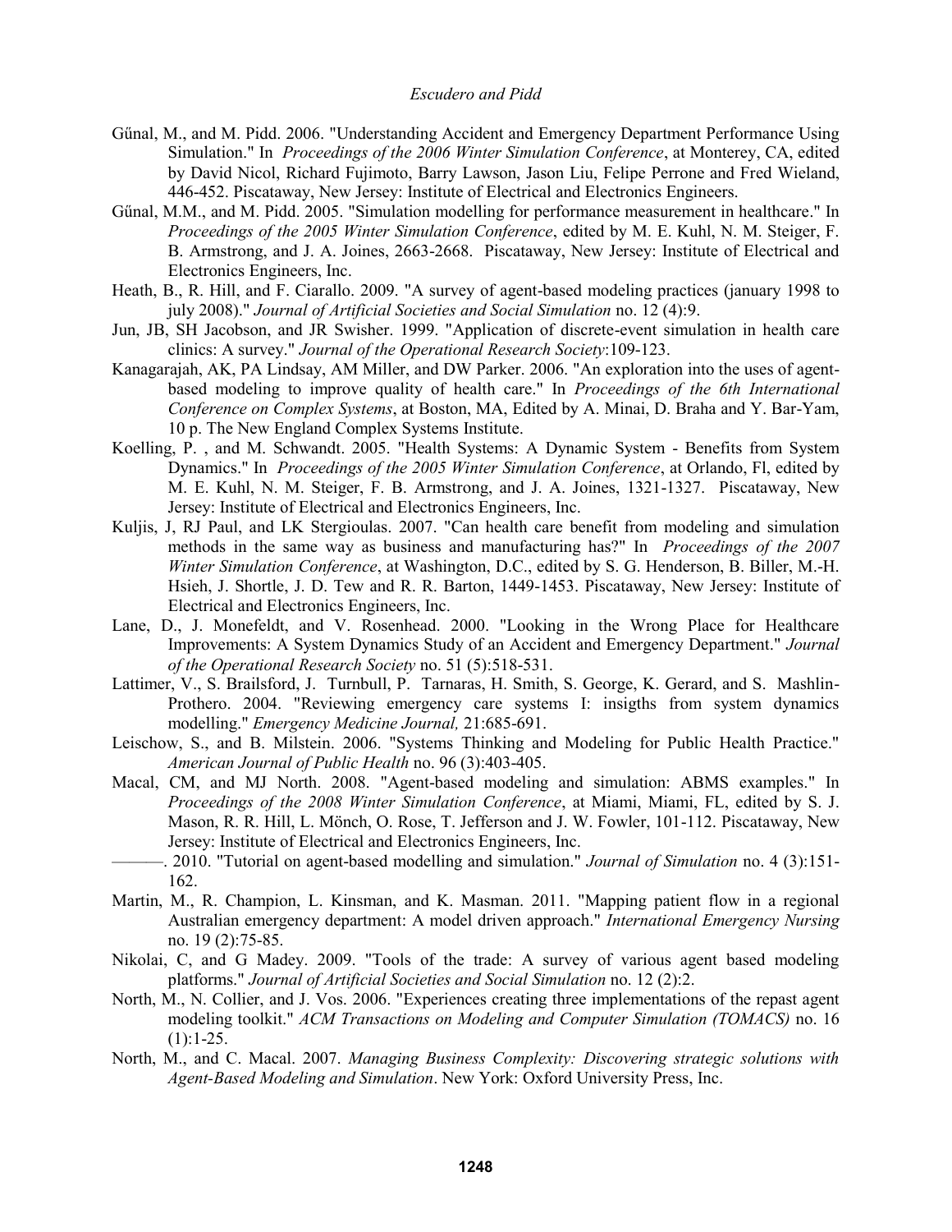Gűnal, M., and M. Pidd. 2006. "Understanding Accident and Emergency Department Performance Using Simulation." In *Proceedings of the 2006 Winter Simulation Conference*, at Monterey, CA, edited by David Nicol, Richard Fujimoto, Barry Lawson, Jason Liu, Felipe Perrone and Fred Wieland, 446-452. Piscataway, New Jersey: Institute of Electrical and Electronics Engineers.

Gűnal, M.M., and M. Pidd. 2005. "Simulation modelling for performance measurement in healthcare." In *Proceedings of the 2005 Winter Simulation Conference*, edited by M. E. Kuhl, N. M. Steiger, F. B. Armstrong, and J. A. Joines, 2663-2668. Piscataway, New Jersey: Institute of Electrical and Electronics Engineers, Inc.

Heath, B., R. Hill, and F. Ciarallo. 2009. "A survey of agent-based modeling practices (january 1998 to july 2008)." *Journal of Artificial Societies and Social Simulation* no. 12 (4):9.

Jun, JB, SH Jacobson, and JR Swisher. 1999. "Application of discrete-event simulation in health care clinics: A survey." *Journal of the Operational Research Society*:109-123.

Kanagarajah, AK, PA Lindsay, AM Miller, and DW Parker. 2006. "An exploration into the uses of agent-based modeling to improve quality of health care." In *Proceedings of the 6th International Conference on Complex Systems*, at Boston, MA, Edited by A. Minai, D. Braha and Y. Bar-Yam, 10 p. The New England Complex Systems Institute.

Koelling, P. , and M. Schwandt. 2005. "Health Systems: A Dynamic System - Benefits from System Dynamics." In *Proceedings of the 2005 Winter Simulation Conference*, at Orlando, Fl, edited by M. E. Kuhl, N. M. Steiger, F. B. Armstrong, and J. A. Joines, 1321-1327. Piscataway, New Jersey: Institute of Electrical and Electronics Engineers, Inc.

Kuljis, J, RJ Paul, and LK Stergioulas. 2007. "Can health care benefit from modeling and simulation methods in the same way as business and manufacturing has?" In *Proceedings of the 2007 Winter Simulation Conference*, at Washington, D.C., edited by S. G. Henderson, B. Biller, M.-H. Hsieh, J. Shortle, J. D. Tew and R. R. Barton, 1449-1453. Piscataway, New Jersey: Institute of Electrical and Electronics Engineers, Inc.

Lane, D., J. Monefeldt, and V. Rosenhead. 2000. "Looking in the Wrong Place for Healthcare Improvements: A System Dynamics Study of an Accident and Emergency Department." *Journal of the Operational Research Society* no. 51 (5):518-531.

Lattimer, V., S. Brailsford, J. Turnbull, P. Tarnaras, H. Smith, S. George, K. Gerard, and S. Mashlin-Prothero. 2004. "Reviewing emergency care systems I: insigths from system dynamics modelling." *Emergency Medicine Journal,* 21:685-691.

Leischow, S., and B. Milstein. 2006. "Systems Thinking and Modeling for Public Health Practice." *American Journal of Public Health* no. 96 (3):403-405.

Macal, CM, and MJ North. 2008. "Agent-based modeling and simulation: ABMS examples." In *Proceedings of the 2008 Winter Simulation Conference*, at Miami, Miami, FL, edited by S. J. Mason, R. R. Hill, L. Mönch, O. Rose, T. Jefferson and J. W. Fowler, 101-112. Piscataway, New Jersey: Institute of Electrical and Electronics Engineers, Inc.

———. 2010. "Tutorial on agent-based modelling and simulation." *Journal of Simulation* no. 4 (3):151-162.

Martin, M., R. Champion, L. Kinsman, and K. Masman. 2011. "Mapping patient flow in a regional Australian emergency department: A model driven approach." *International Emergency Nursing* no. 19 (2):75-85.

Nikolai, C, and G Madey. 2009. "Tools of the trade: A survey of various agent based modeling platforms." *Journal of Artificial Societies and Social Simulation* no. 12 (2):2.

North, M., N. Collier, and J. Vos. 2006. "Experiences creating three implementations of the repast agent modeling toolkit." *ACM Transactions on Modeling and Computer Simulation (TOMACS)* no. 16 (1):1-25.

North, M., and C. Macal. 2007. *Managing Business Complexity: Discovering strategic solutions with Agent-Based Modeling and Simulation*. New York: Oxford University Press, Inc.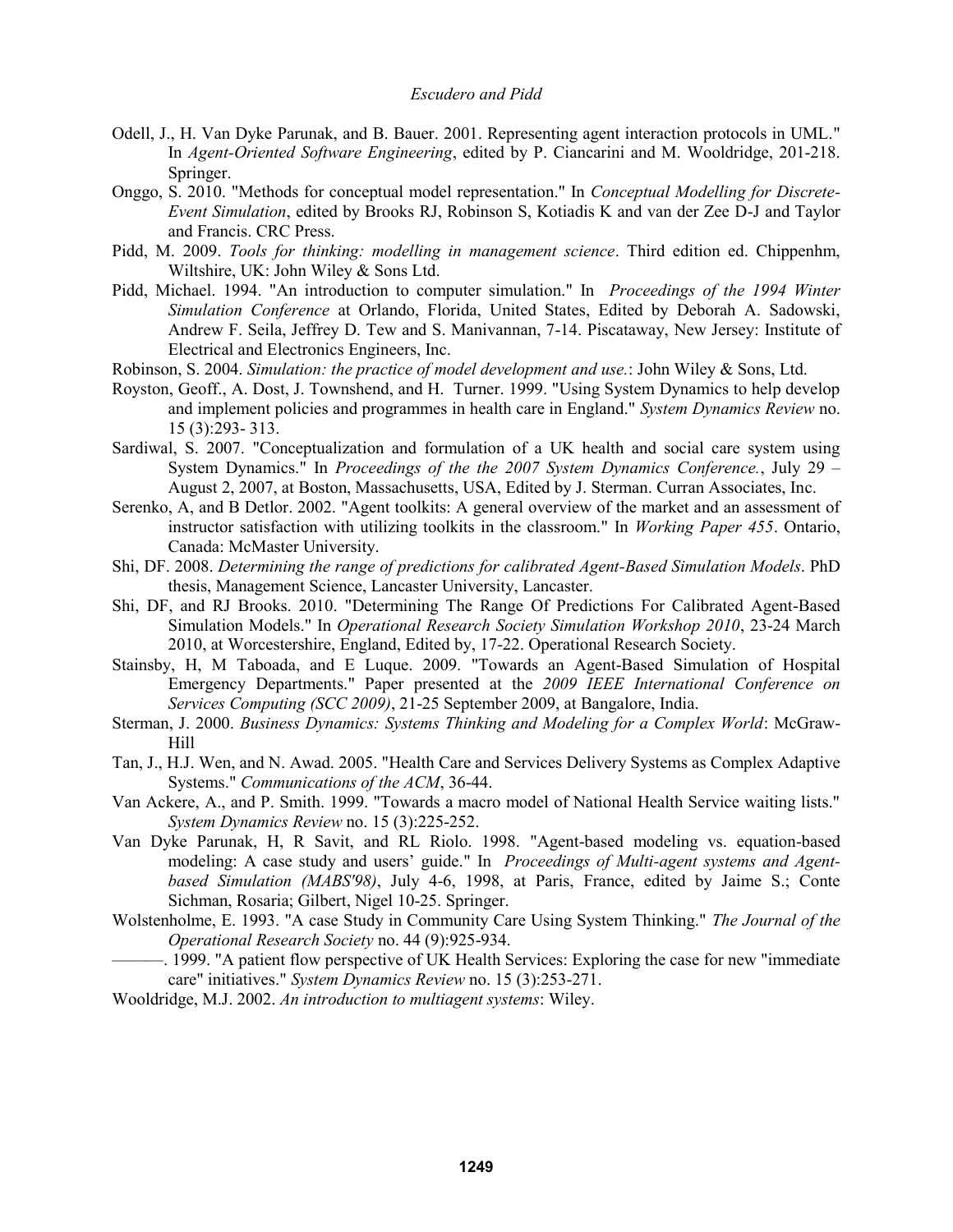Odell, J., H. Van Dyke Parunak, and B. Bauer. 2001. Representing agent interaction protocols in UML." In *Agent-Oriented Software Engineering*, edited by P. Ciancarini and M. Wooldridge, 201-218. Springer.

Onggo, S. 2010. "Methods for conceptual model representation." In *Conceptual Modelling for Discrete-Event Simulation*, edited by Brooks RJ, Robinson S, Kotiadis K and van der Zee D-J and Taylor and Francis. CRC Press.

Pidd, M. 2009. *Tools for thinking: modelling in management science*. Third edition ed. Chippenhm, Wiltshire, UK: John Wiley & Sons Ltd.

Pidd, Michael. 1994. "An introduction to computer simulation." In *Proceedings of the 1994 Winter Simulation Conference* at Orlando, Florida, United States, Edited by Deborah A. Sadowski, Andrew F. Seila, Jeffrey D. Tew and S. Manivannan, 7-14. Piscataway, New Jersey: Institute of Electrical and Electronics Engineers, Inc.

Robinson, S. 2004. *Simulation: the practice of model development and use.*: John Wiley & Sons, Ltd.

Royston, Geoff., A. Dost, J. Townshend, and H. Turner. 1999. "Using System Dynamics to help develop and implement policies and programmes in health care in England." *System Dynamics Review* no. 15 (3):293- 313.

Sardiwal, S. 2007. "Conceptualization and formulation of a UK health and social care system using System Dynamics." In *Proceedings of the the 2007 System Dynamics Conference.*, July 29 – August 2, 2007, at Boston, Massachusetts, USA, Edited by J. Sterman. Curran Associates, Inc.

Serenko, A, and B Detlor. 2002. "Agent toolkits: A general overview of the market and an assessment of instructor satisfaction with utilizing toolkits in the classroom." In *Working Paper 455*. Ontario, Canada: McMaster University.

Shi, DF. 2008. *Determining the range of predictions for calibrated Agent-Based Simulation Models*. PhD thesis, Management Science, Lancaster University, Lancaster.

Shi, DF, and RJ Brooks. 2010. "Determining The Range Of Predictions For Calibrated Agent-Based Simulation Models." In *Operational Research Society Simulation Workshop 2010*, 23-24 March 2010, at Worcestershire, England, Edited by, 17-22. Operational Research Society.

Stainsby, H, M Taboada, and E Luque. 2009. "Towards an Agent-Based Simulation of Hospital Emergency Departments." Paper presented at the *2009 IEEE International Conference on Services Computing (SCC 2009)*, 21-25 September 2009, at Bangalore, India.

Sterman, J. 2000. *Business Dynamics: Systems Thinking and Modeling for a Complex World*: McGraw-Hill

Tan, J., H.J. Wen, and N. Awad. 2005. "Health Care and Services Delivery Systems as Complex Adaptive Systems." *Communications of the ACM*, 36-44.

Van Ackere, A., and P. Smith. 1999. "Towards a macro model of National Health Service waiting lists." *System Dynamics Review* no. 15 (3):225-252.

Van Dyke Parunak, H, R Savit, and RL Riolo. 1998. "Agent-based modeling vs. equation-based modeling: A case study and users' guide." In *Proceedings of Multi-agent systems and Agent-based Simulation (MABS'98)*, July 4-6, 1998, at Paris, France, edited by Jaime S.; Conte Sichman, Rosaria; Gilbert, Nigel 10-25. Springer.

Wolstenholme, E. 1993. "A case Study in Community Care Using System Thinking." *The Journal of the Operational Research Society* no. 44 (9):925-934.

———. 1999. "A patient flow perspective of UK Health Services: Exploring the case for new "immediate care" initiatives." *System Dynamics Review* no. 15 (3):253-271.

Wooldridge, M.J. 2002. *An introduction to multiagent systems*: Wiley.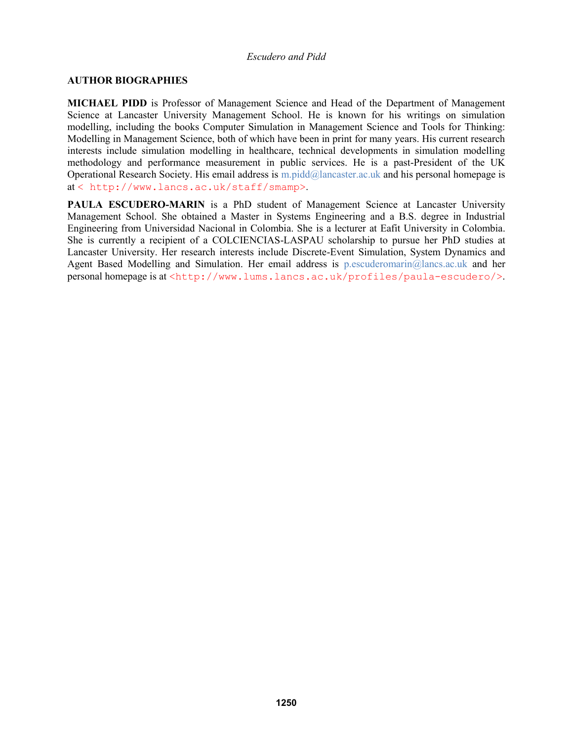## AUTHOR BIOGRAPHIES

**MICHAEL PIDD** is Professor of Management Science and Head of the Department of Management Science at Lancaster University Management School. He is known for his writings on simulation modelling, including the books Computer Simulation in Management Science and Tools for Thinking: Modelling in Management Science, both of which have been in print for many years. His current research interests include simulation modelling in healthcare, technical developments in simulation modelling methodology and performance measurement in public services. He is a past-President of the UK Operational Research Society. His email address is m.pidd@lancaster.ac.uk and his personal homepage is at < http://www.lancs.ac.uk/staff/smamp>.

**PAULA ESCUDERO-MARIN** is a PhD student of Management Science at Lancaster University Management School. She obtained a Master in Systems Engineering and a B.S. degree in Industrial Engineering from Universidad Nacional in Colombia. She is a lecturer at Eafit University in Colombia. She is currently a recipient of a COLCIENCIAS-LASPAU scholarship to pursue her PhD studies at Lancaster University. Her research interests include Discrete-Event Simulation, System Dynamics and Agent Based Modelling and Simulation. Her email address is p.escuderomarin@lancs.ac.uk and her personal homepage is at <http://www.lums.lancs.ac.uk/profiles/paula-escudero/>.